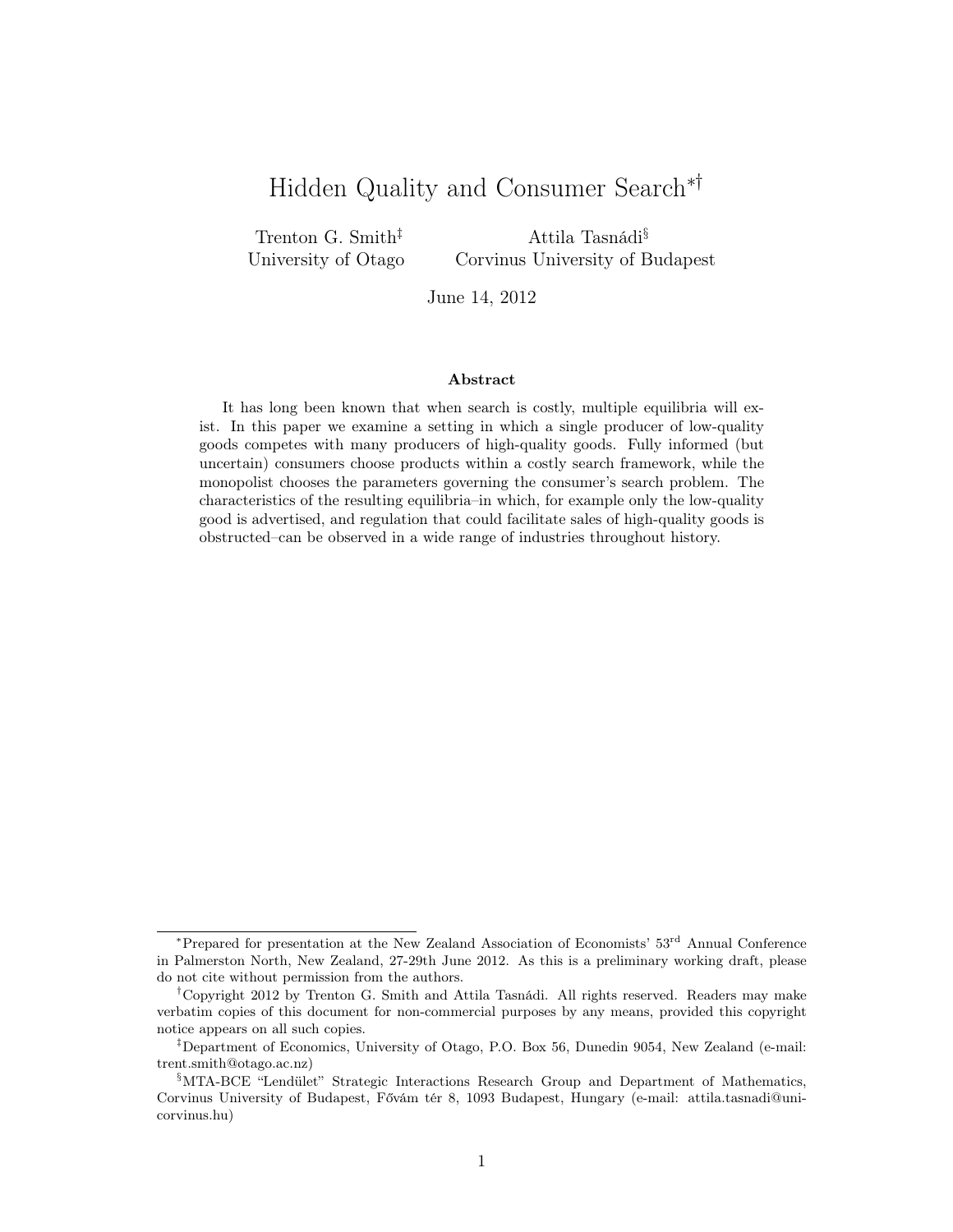# Hidden Quality and Consumer Search[*][†]

Trenton G. Smith[‡]
University of Otago

Attila Tasnádi[§]
Corvinus University of Budapest

June 14, 2012

### Abstract

It has long been known that when search is costly, multiple equilibria will exist. In this paper we examine a setting in which a single producer of low-quality goods competes with many producers of high-quality goods. Fully informed (but uncertain) consumers choose products within a costly search framework, while the monopolist chooses the parameters governing the consumer's search problem. The characteristics of the resulting equilibria–in which, for example only the low-quality good is advertised, and regulation that could facilitate sales of high-quality goods is obstructed–can be observed in a wide range of industries throughout history.

---

[*] Prepared for presentation at the New Zealand Association of Economists' 53[rd] Annual Conference in Palmerston North, New Zealand, 27-29th June 2012. As this is a preliminary working draft, please do not cite without permission from the authors.

[†] Copyright 2012 by Trenton G. Smith and Attila Tasnádi. All rights reserved. Readers may make verbatim copies of this document for non-commercial purposes by any means, provided this copyright notice appears on all such copies.

[‡] Department of Economics, University of Otago, P.O. Box 56, Dunedin 9054, New Zealand (e-mail: trent.smith@otago.ac.nz)

[§] MTA-BCE "Lendület" Strategic Interactions Research Group and Department of Mathematics, Corvinus University of Budapest, Fővám tér 8, 1093 Budapest, Hungary (e-mail: attila.tasnadi@uni-corvinus.hu)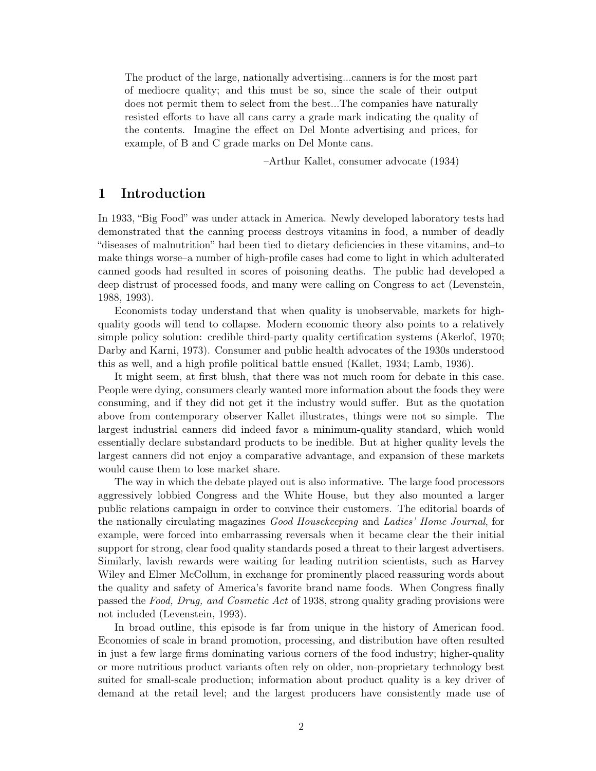> The product of the large, nationally advertising...canners is for the most part of mediocre quality; and this must be so, since the scale of their output does not permit them to select from the best...The companies have naturally resisted efforts to have all cans carry a grade mark indicating the quality of the contents. Imagine the effect on Del Monte advertising and prices, for example, of B and C grade marks on Del Monte cans.
>
> –Arthur Kallet, consumer advocate (1934)

# 1 Introduction

In 1933, "Big Food" was under attack in America. Newly developed laboratory tests had demonstrated that the canning process destroys vitamins in food, a number of deadly "diseases of malnutrition" had been tied to dietary deficiencies in these vitamins, and–to make things worse–a number of high-profile cases had come to light in which adulterated canned goods had resulted in scores of poisoning deaths. The public had developed a deep distrust of processed foods, and many were calling on Congress to act (Levenstein, 1988, 1993).

Economists today understand that when quality is unobservable, markets for high-quality goods will tend to collapse. Modern economic theory also points to a relatively simple policy solution: credible third-party quality certification systems (Akerlof, 1970; Darby and Karni, 1973). Consumer and public health advocates of the 1930s understood this as well, and a high profile political battle ensued (Kallet, 1934; Lamb, 1936).

It might seem, at first blush, that there was not much room for debate in this case. People were dying, consumers clearly wanted more information about the foods they were consuming, and if they did not get it the industry would suffer. But as the quotation above from contemporary observer Kallet illustrates, things were not so simple. The largest industrial canners did indeed favor a minimum-quality standard, which would essentially declare substandard products to be inedible. But at higher quality levels the largest canners did not enjoy a comparative advantage, and expansion of these markets would cause them to lose market share.

The way in which the debate played out is also informative. The large food processors aggressively lobbied Congress and the White House, but they also mounted a larger public relations campaign in order to convince their customers. The editorial boards of the nationally circulating magazines *Good Housekeeping* and *Ladies' Home Journal*, for example, were forced into embarrassing reversals when it became clear the their initial support for strong, clear food quality standards posed a threat to their largest advertisers. Similarly, lavish rewards were waiting for leading nutrition scientists, such as Harvey Wiley and Elmer McCollum, in exchange for prominently placed reassuring words about the quality and safety of America's favorite brand name foods. When Congress finally passed the *Food, Drug, and Cosmetic Act* of 1938, strong quality grading provisions were not included (Levenstein, 1993).

In broad outline, this episode is far from unique in the history of American food. Economies of scale in brand promotion, processing, and distribution have often resulted in just a few large firms dominating various corners of the food industry; higher-quality or more nutritious product variants often rely on older, non-proprietary technology best suited for small-scale production; information about product quality is a key driver of demand at the retail level; and the largest producers have consistently made use of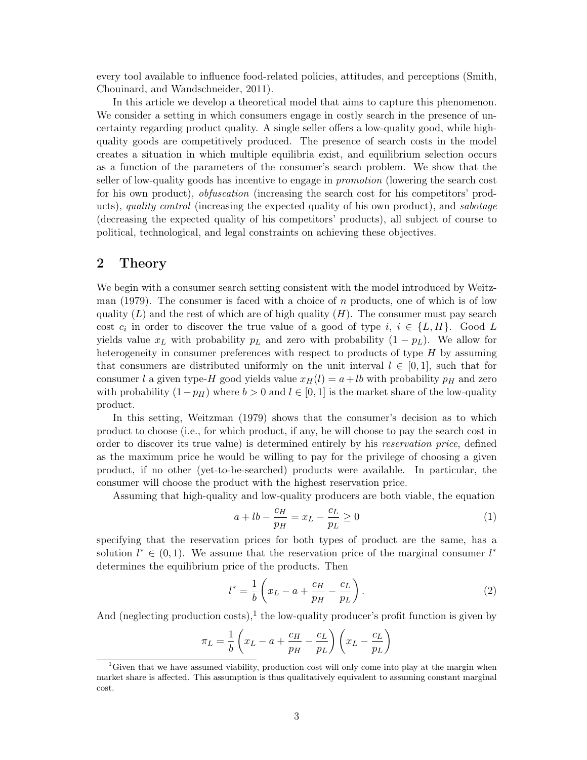every tool available to influence food-related policies, attitudes, and perceptions (Smith, Chouinard, and Wandschneider, 2011).

In this article we develop a theoretical model that aims to capture this phenomenon. We consider a setting in which consumers engage in costly search in the presence of uncertainty regarding product quality. A single seller offers a low-quality good, while high-quality goods are competitively produced. The presence of search costs in the model creates a situation in which multiple equilibria exist, and equilibrium selection occurs as a function of the parameters of the consumer's search problem. We show that the seller of low-quality goods has incentive to engage in *promotion* (lowering the search cost for his own product), *obfuscation* (increasing the search cost for his competitors' products), *quality control* (increasing the expected quality of his own product), and *sabotage* (decreasing the expected quality of his competitors' products), all subject of course to political, technological, and legal constraints on achieving these objectives.

## 2 Theory

We begin with a consumer search setting consistent with the model introduced by Weitzman (1979). The consumer is faced with a choice of $n$ products, one of which is of low quality ($L$) and the rest of which are of high quality ($H$). The consumer must pay search cost $c_i$ in order to discover the true value of a good of type $i$, $i \in \{L, H\}$. Good $L$ yields value $x_L$ with probability $p_L$ and zero with probability $(1 - p_L)$. We allow for heterogeneity in consumer preferences with respect to products of type $H$ by assuming that consumers are distributed uniformly on the unit interval $l \in [0, 1]$, such that for consumer $l$ a given type-$H$ good yields value $x_H(l) = a + lb$ with probability $p_H$ and zero with probability $(1 - p_H)$ where $b > 0$ and $l \in [0, 1]$ is the market share of the low-quality product.

In this setting, Weitzman (1979) shows that the consumer's decision as to which product to choose (i.e., for which product, if any, he will choose to pay the search cost in order to discover its true value) is determined entirely by his *reservation price*, defined as the maximum price he would be willing to pay for the privilege of choosing a given product, if no other (yet-to-be-searched) products were available. In particular, the consumer will choose the product with the highest reservation price.

Assuming that high-quality and low-quality producers are both viable, the equation

$$a + lb - \frac{c_H}{p_H} = x_L - \frac{c_L}{p_L} \geq 0 \tag{1}$$

specifying that the reservation prices for both types of product are the same, has a solution $l^* \in (0, 1)$. We assume that the reservation price of the marginal consumer $l^*$ determines the equilibrium price of the products. Then

$$l^* = \frac{1}{b}\left(x_L - a + \frac{c_H}{p_H} - \frac{c_L}{p_L}\right). \tag{2}$$

And (neglecting production costs),[1] the low-quality producer's profit function is given by

$$\pi_L = \frac{1}{b}\left(x_L - a + \frac{c_H}{p_H} - \frac{c_L}{p_L}\right)\left(x_L - \frac{c_L}{p_L}\right)$$

[1] Given that we have assumed viability, production cost will only come into play at the margin when market share is affected. This assumption is thus qualitatively equivalent to assuming constant marginal cost.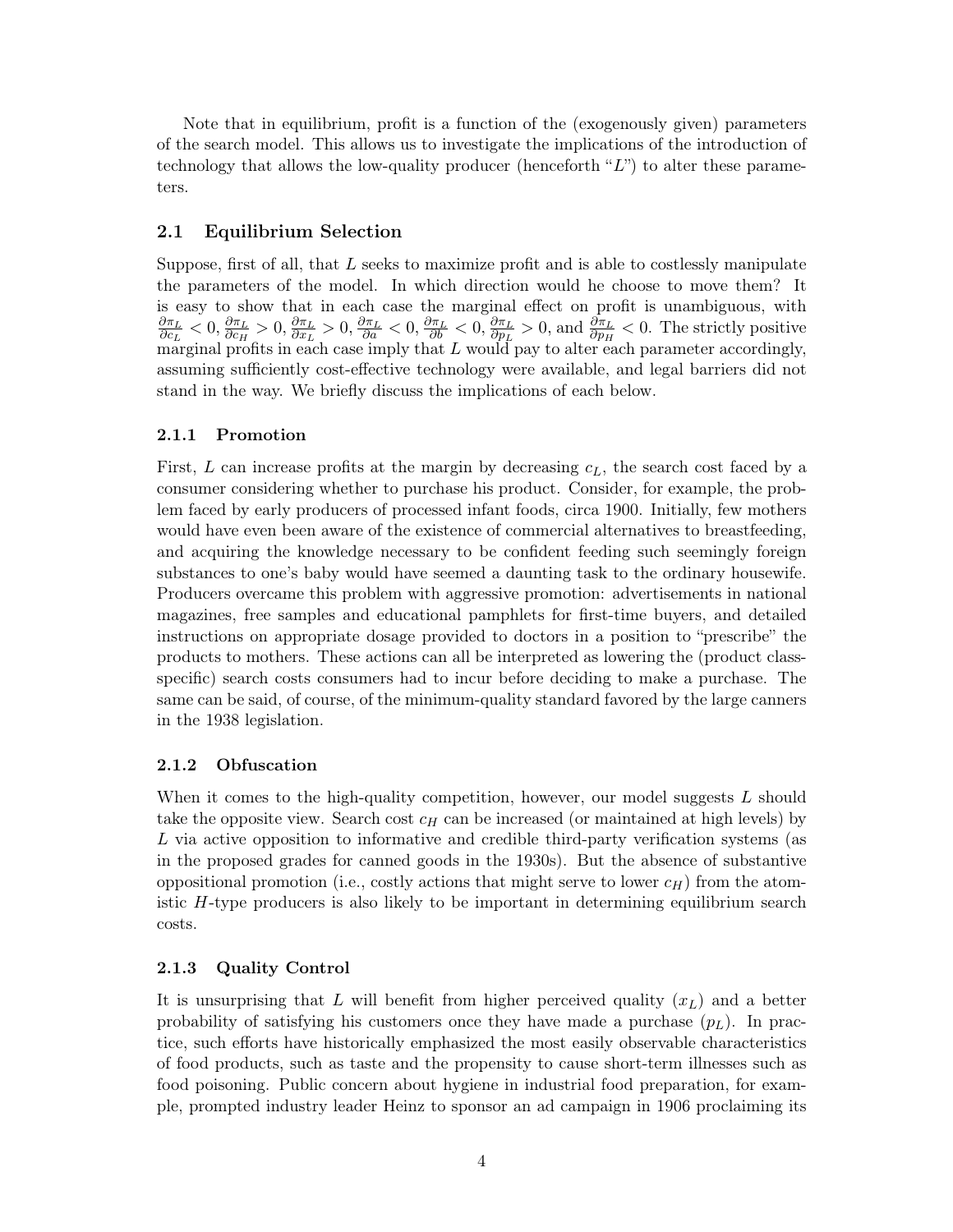Note that in equilibrium, profit is a function of the (exogenously given) parameters of the search model. This allows us to investigate the implications of the introduction of technology that allows the low-quality producer (henceforth "$L$") to alter these parameters.

## 2.1 Equilibrium Selection

Suppose, first of all, that $L$ seeks to maximize profit and is able to costlessly manipulate the parameters of the model. In which direction would he choose to move them? It is easy to show that in each case the marginal effect on profit is unambiguous, with $\frac{\partial \pi_L}{\partial c_L} < 0$, $\frac{\partial \pi_L}{\partial c_H} > 0$, $\frac{\partial \pi_L}{\partial x_L} > 0$, $\frac{\partial \pi_L}{\partial a} < 0$, $\frac{\partial \pi_L}{\partial b} < 0$, $\frac{\partial \pi_L}{\partial p_L} > 0$, and $\frac{\partial \pi_L}{\partial p_H} < 0$. The strictly positive marginal profits in each case imply that $L$ would pay to alter each parameter accordingly, assuming sufficiently cost-effective technology were available, and legal barriers did not stand in the way. We briefly discuss the implications of each below.

### 2.1.1 Promotion

First, $L$ can increase profits at the margin by decreasing $c_L$, the search cost faced by a consumer considering whether to purchase his product. Consider, for example, the problem faced by early producers of processed infant foods, circa 1900. Initially, few mothers would have even been aware of the existence of commercial alternatives to breastfeeding, and acquiring the knowledge necessary to be confident feeding such seemingly foreign substances to one's baby would have seemed a daunting task to the ordinary housewife. Producers overcame this problem with aggressive promotion: advertisements in national magazines, free samples and educational pamphlets for first-time buyers, and detailed instructions on appropriate dosage provided to doctors in a position to "prescribe" the products to mothers. These actions can all be interpreted as lowering the (product class-specific) search costs consumers had to incur before deciding to make a purchase. The same can be said, of course, of the minimum-quality standard favored by the large canners in the 1938 legislation.

### 2.1.2 Obfuscation

When it comes to the high-quality competition, however, our model suggests $L$ should take the opposite view. Search cost $c_H$ can be increased (or maintained at high levels) by $L$ via active opposition to informative and credible third-party verification systems (as in the proposed grades for canned goods in the 1930s). But the absence of substantive oppositional promotion (i.e., costly actions that might serve to lower $c_H$) from the atomistic $H$-type producers is also likely to be important in determining equilibrium search costs.

### 2.1.3 Quality Control

It is unsurprising that $L$ will benefit from higher perceived quality ($x_L$) and a better probability of satisfying his customers once they have made a purchase ($p_L$). In practice, such efforts have historically emphasized the most easily observable characteristics of food products, such as taste and the propensity to cause short-term illnesses such as food poisoning. Public concern about hygiene in industrial food preparation, for example, prompted industry leader Heinz to sponsor an ad campaign in 1906 proclaiming its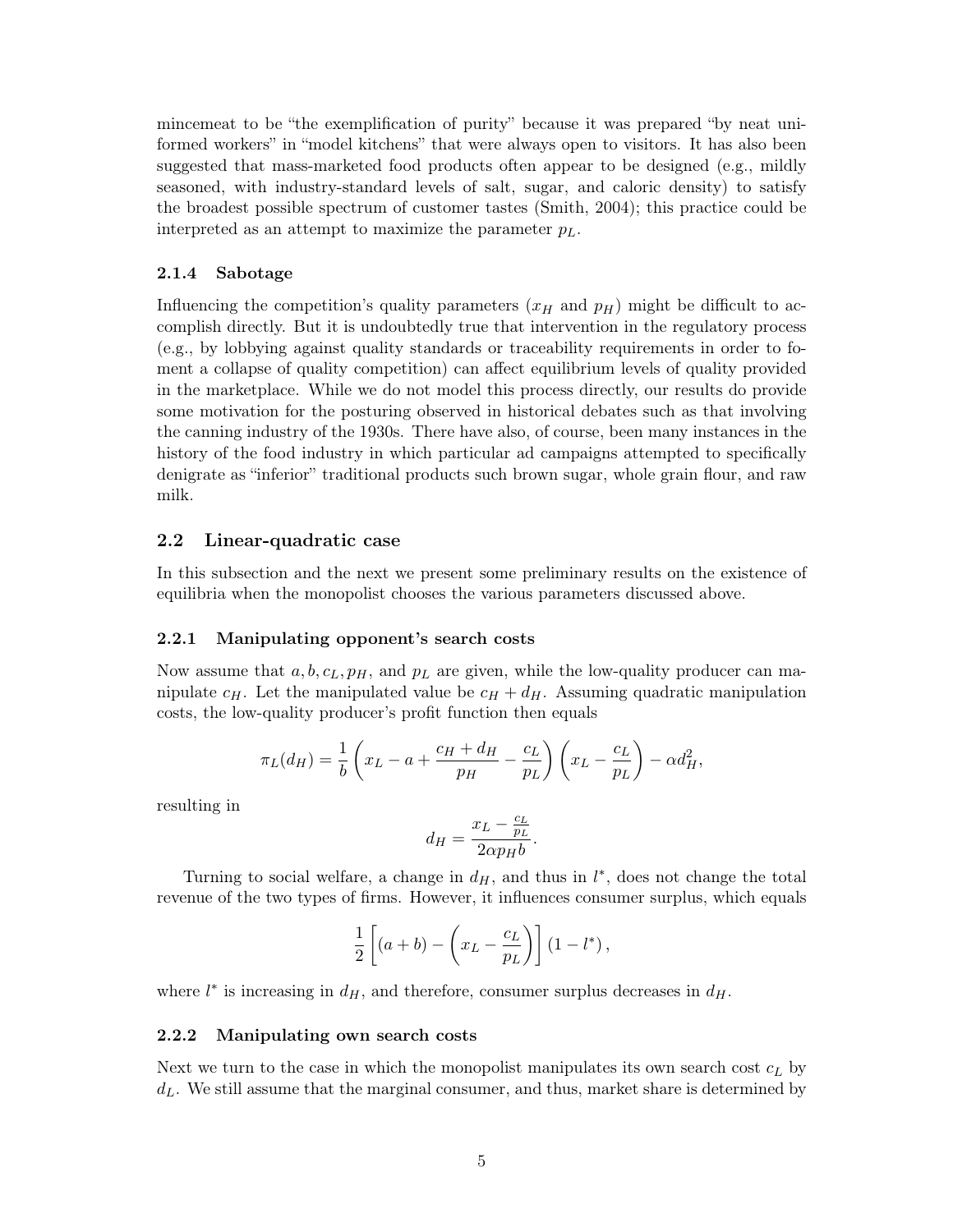mincemeat to be "the exemplification of purity" because it was prepared "by neat uniformed workers" in "model kitchens" that were always open to visitors. It has also been suggested that mass-marketed food products often appear to be designed (e.g., mildly seasoned, with industry-standard levels of salt, sugar, and caloric density) to satisfy the broadest possible spectrum of customer tastes (Smith, 2004); this practice could be interpreted as an attempt to maximize the parameter $p_L$.

#### 2.1.4 Sabotage

Influencing the competition's quality parameters ($x_H$ and $p_H$) might be difficult to accomplish directly. But it is undoubtedly true that intervention in the regulatory process (e.g., by lobbying against quality standards or traceability requirements in order to foment a collapse of quality competition) can affect equilibrium levels of quality provided in the marketplace. While we do not model this process directly, our results do provide some motivation for the posturing observed in historical debates such as that involving the canning industry of the 1930s. There have also, of course, been many instances in the history of the food industry in which particular ad campaigns attempted to specifically denigrate as "inferior" traditional products such brown sugar, whole grain flour, and raw milk.

### 2.2 Linear-quadratic case

In this subsection and the next we present some preliminary results on the existence of equilibria when the monopolist chooses the various parameters discussed above.

#### 2.2.1 Manipulating opponent's search costs

Now assume that $a, b, c_L, p_H$, and $p_L$ are given, while the low-quality producer can manipulate $c_H$. Let the manipulated value be $c_H + d_H$. Assuming quadratic manipulation costs, the low-quality producer's profit function then equals

$$\pi_L(d_H) = \frac{1}{b}\left(x_L - a + \frac{c_H + d_H}{p_H} - \frac{c_L}{p_L}\right)\left(x_L - \frac{c_L}{p_L}\right) - \alpha d_H^2,$$

resulting in

$$d_H = \frac{x_L - \frac{c_L}{p_L}}{2\alpha p_H b}.$$

Turning to social welfare, a change in $d_H$, and thus in $l^*$, does not change the total revenue of the two types of firms. However, it influences consumer surplus, which equals

$$\frac{1}{2}\left[(a+b) - \left(x_L - \frac{c_L}{p_L}\right)\right](1 - l^*),$$

where $l^*$ is increasing in $d_H$, and therefore, consumer surplus decreases in $d_H$.

#### 2.2.2 Manipulating own search costs

Next we turn to the case in which the monopolist manipulates its own search cost $c_L$ by $d_L$. We still assume that the marginal consumer, and thus, market share is determined by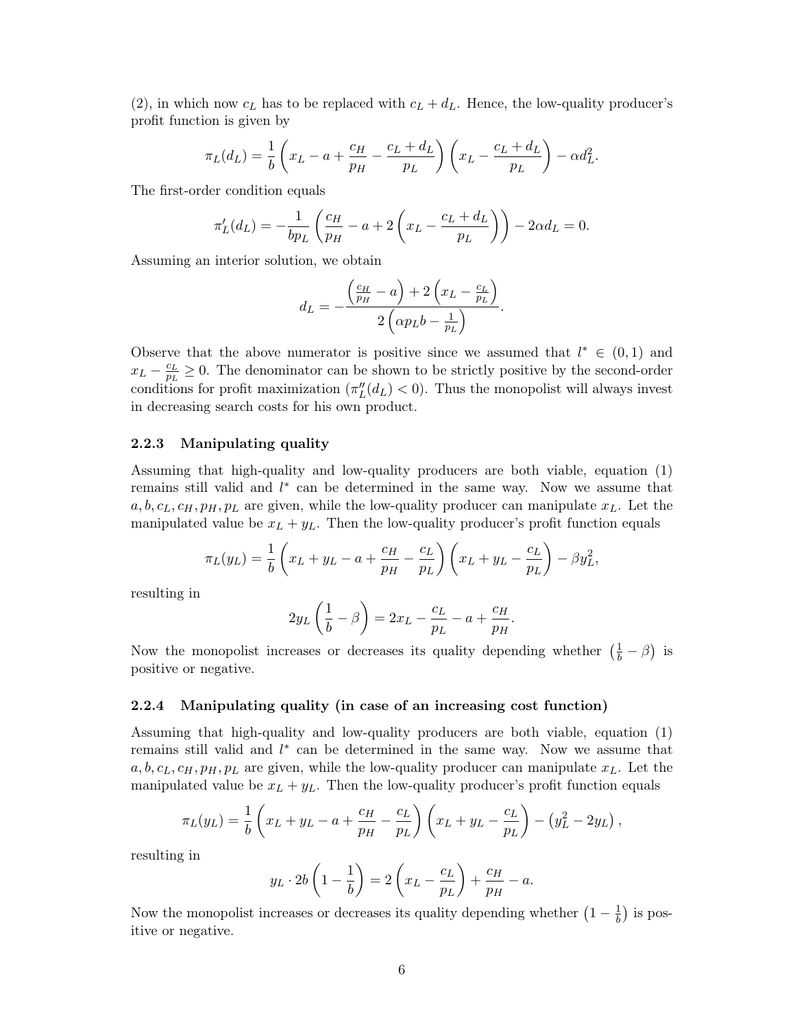(2), in which now $c_L$ has to be replaced with $c_L + d_L$. Hence, the low-quality producer's profit function is given by

$$\pi_L(d_L) = \frac{1}{b}\left(x_L - a + \frac{c_H}{p_H} - \frac{c_L + d_L}{p_L}\right)\left(x_L - \frac{c_L + d_L}{p_L}\right) - \alpha d_L^2.$$

The first-order condition equals

$$\pi_L'(d_L) = -\frac{1}{bp_L}\left(\frac{c_H}{p_H} - a + 2\left(x_L - \frac{c_L + d_L}{p_L}\right)\right) - 2\alpha d_L = 0.$$

Assuming an interior solution, we obtain

$$d_L = -\frac{\left(\frac{c_H}{p_H} - a\right) + 2\left(x_L - \frac{c_L}{p_L}\right)}{2\left(\alpha p_L b - \frac{1}{p_L}\right)}.$$

Observe that the above numerator is positive since we assumed that $l^* \in (0,1)$ and $x_L - \frac{c_L}{p_L} \geq 0$. The denominator can be shown to be strictly positive by the second-order conditions for profit maximization ($\pi_L''(d_L) < 0$). Thus the monopolist will always invest in decreasing search costs for his own product.

### 2.2.3 Manipulating quality

Assuming that high-quality and low-quality producers are both viable, equation (1) remains still valid and $l^*$ can be determined in the same way. Now we assume that $a, b, c_L, c_H, p_H, p_L$ are given, while the low-quality producer can manipulate $x_L$. Let the manipulated value be $x_L + y_L$. Then the low-quality producer's profit function equals

$$\pi_L(y_L) = \frac{1}{b}\left(x_L + y_L - a + \frac{c_H}{p_H} - \frac{c_L}{p_L}\right)\left(x_L + y_L - \frac{c_L}{p_L}\right) - \beta y_L^2,$$

resulting in

$$2y_L\left(\frac{1}{b} - \beta\right) = 2x_L - \frac{c_L}{p_L} - a + \frac{c_H}{p_H}.$$

Now the monopolist increases or decreases its quality depending whether $\left(\frac{1}{b} - \beta\right)$ is positive or negative.

### 2.2.4 Manipulating quality (in case of an increasing cost function)

Assuming that high-quality and low-quality producers are both viable, equation (1) remains still valid and $l^*$ can be determined in the same way. Now we assume that $a, b, c_L, c_H, p_H, p_L$ are given, while the low-quality producer can manipulate $x_L$. Let the manipulated value be $x_L + y_L$. Then the low-quality producer's profit function equals

$$\pi_L(y_L) = \frac{1}{b}\left(x_L + y_L - a + \frac{c_H}{p_H} - \frac{c_L}{p_L}\right)\left(x_L + y_L - \frac{c_L}{p_L}\right) - \left(y_L^2 - 2y_L\right),$$

resulting in

$$y_L \cdot 2b\left(1 - \frac{1}{b}\right) = 2\left(x_L - \frac{c_L}{p_L}\right) + \frac{c_H}{p_H} - a.$$

Now the monopolist increases or decreases its quality depending whether $\left(1 - \frac{1}{b}\right)$ is positive or negative.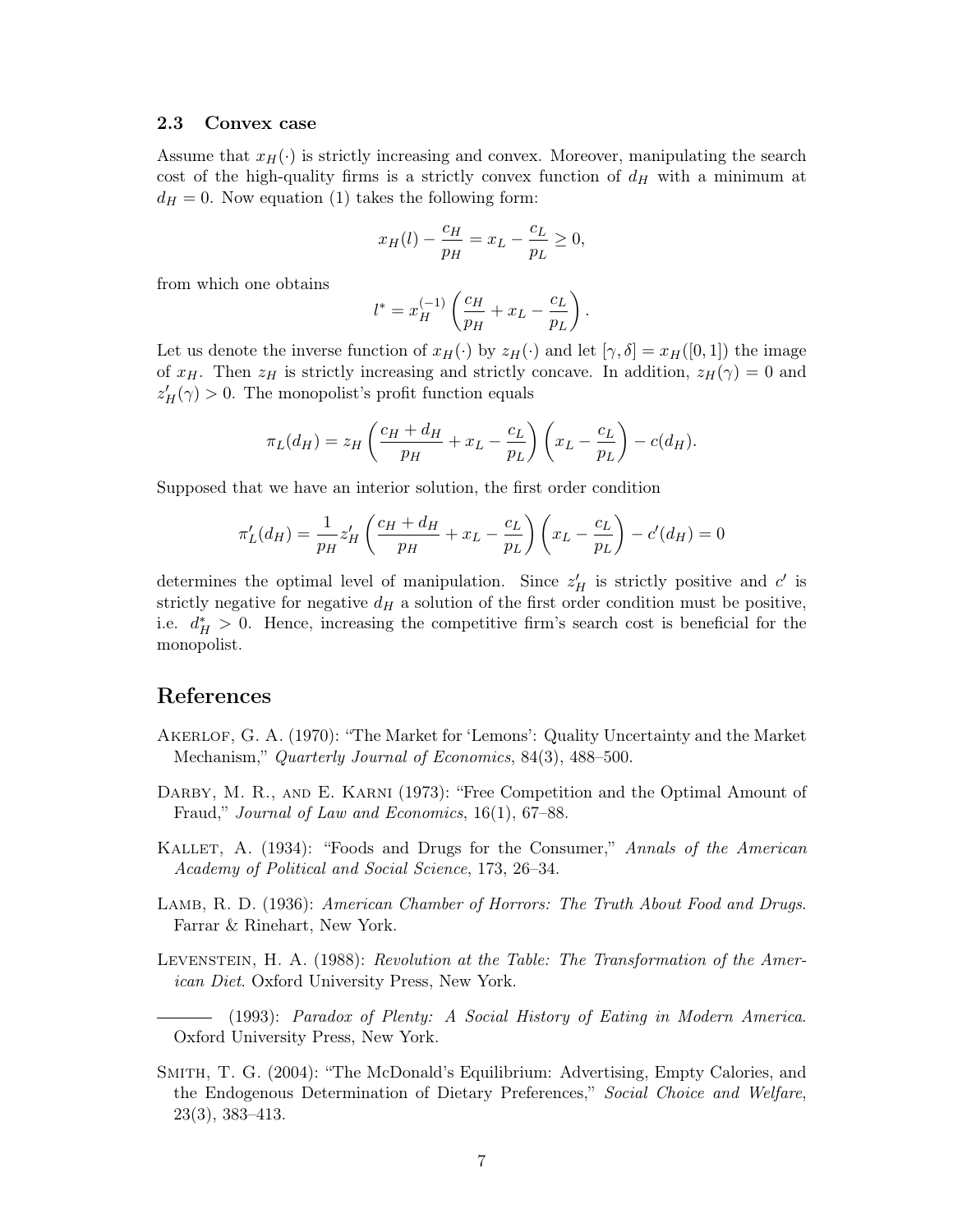### 2.3 Convex case

Assume that $x_H(\cdot)$ is strictly increasing and convex. Moreover, manipulating the search cost of the high-quality firms is a strictly convex function of $d_H$ with a minimum at $d_H = 0$. Now equation (1) takes the following form:

$$x_H(l) - \frac{c_H}{p_H} = x_L - \frac{c_L}{p_L} \geq 0,$$

from which one obtains

$$l^* = x_H^{(-1)}\left(\frac{c_H}{p_H} + x_L - \frac{c_L}{p_L}\right).$$

Let us denote the inverse function of $x_H(\cdot)$ by $z_H(\cdot)$ and let $[\gamma, \delta] = x_H([0,1])$ the image of $x_H$. Then $z_H$ is strictly increasing and strictly concave. In addition, $z_H(\gamma) = 0$ and $z'_H(\gamma) > 0$. The monopolist's profit function equals

$$\pi_L(d_H) = z_H\left(\frac{c_H + d_H}{p_H} + x_L - \frac{c_L}{p_L}\right)\left(x_L - \frac{c_L}{p_L}\right) - c(d_H).$$

Supposed that we have an interior solution, the first order condition

$$\pi'_L(d_H) = \frac{1}{p_H} z'_H\left(\frac{c_H + d_H}{p_H} + x_L - \frac{c_L}{p_L}\right)\left(x_L - \frac{c_L}{p_L}\right) - c'(d_H) = 0$$

determines the optimal level of manipulation. Since $z'_H$ is strictly positive and $c'$ is strictly negative for negative $d_H$ a solution of the first order condition must be positive, i.e. $d_H^* > 0$. Hence, increasing the competitive firm's search cost is beneficial for the monopolist.

## References

Akerlof, G. A. (1970): "The Market for 'Lemons': Quality Uncertainty and the Market Mechanism," *Quarterly Journal of Economics*, 84(3), 488–500.

Darby, M. R., and E. Karni (1973): "Free Competition and the Optimal Amount of Fraud," *Journal of Law and Economics*, 16(1), 67–88.

Kallet, A. (1934): "Foods and Drugs for the Consumer," *Annals of the American Academy of Political and Social Science*, 173, 26–34.

Lamb, R. D. (1936): *American Chamber of Horrors: The Truth About Food and Drugs.* Farrar & Rinehart, New York.

Levenstein, H. A. (1988): *Revolution at the Table: The Transformation of the American Diet*. Oxford University Press, New York.

——— (1993): *Paradox of Plenty: A Social History of Eating in Modern America*. Oxford University Press, New York.

Smith, T. G. (2004): "The McDonald's Equilibrium: Advertising, Empty Calories, and the Endogenous Determination of Dietary Preferences," *Social Choice and Welfare*, 23(3), 383–413.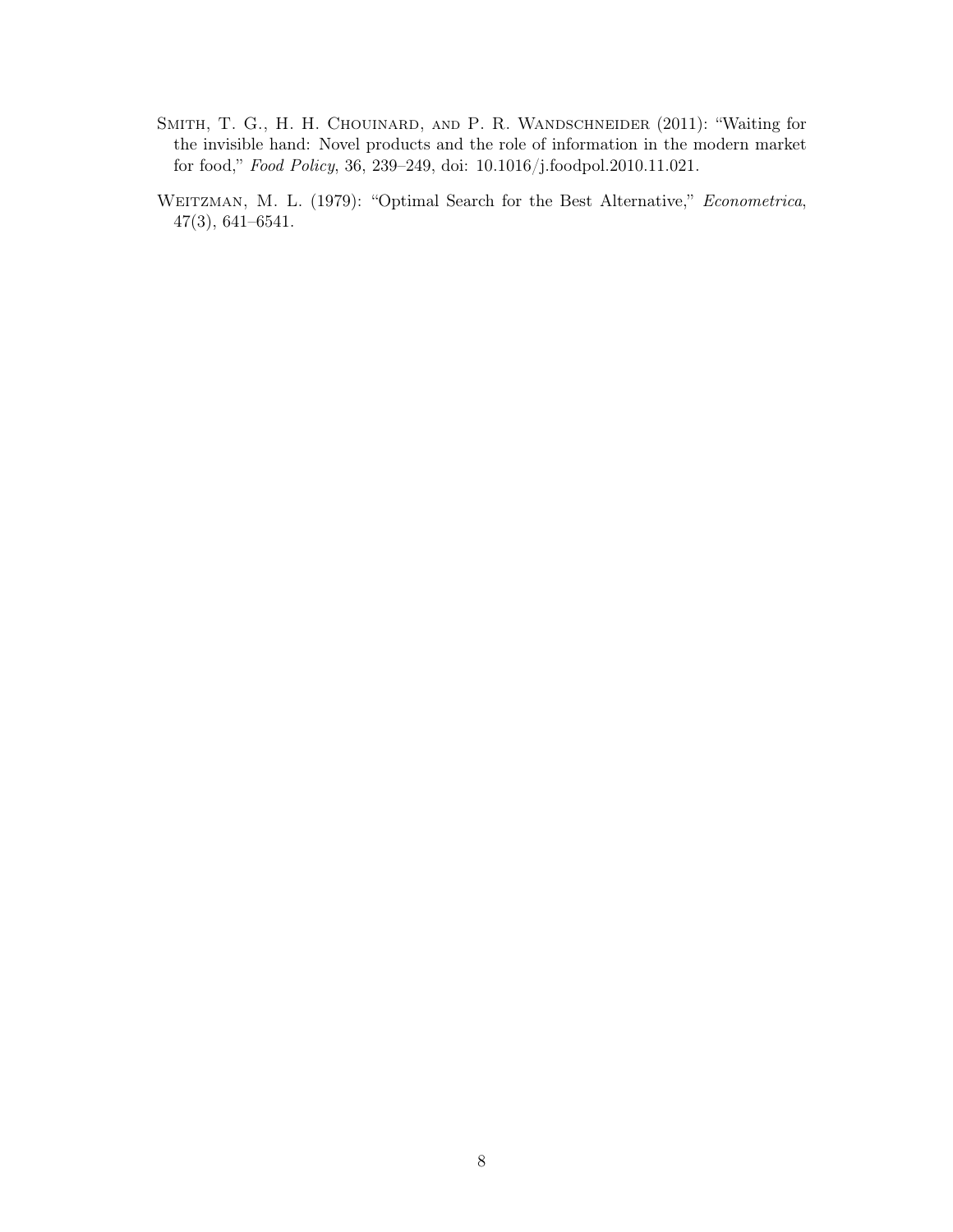Smith, T. G., H. H. Chouinard, and P. R. Wandschneider (2011): "Waiting for the invisible hand: Novel products and the role of information in the modern market for food," *Food Policy*, 36, 239–249, doi: 10.1016/j.foodpol.2010.11.021.

Weitzman, M. L. (1979): "Optimal Search for the Best Alternative," *Econometrica*, 47(3), 641–6541.